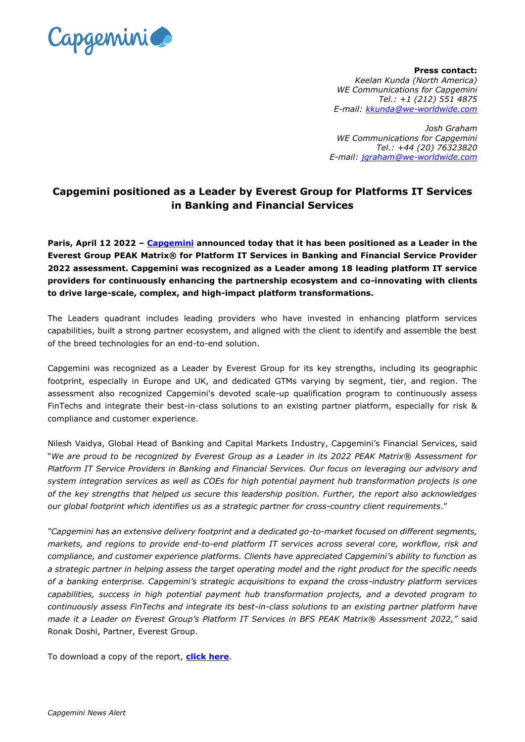**Press contact:**
*Keelan Kunda (North America)*
*WE Communications for Capgemini*
*Tel.: +1 (212) 551 4875*
*E-mail: [kkunda@we-worldwide.com](mailto:kkunda@we-worldwide.com)*

*Josh Graham*
*WE Communications for Capgemini*
*Tel.: +44 (20) 76323820*
*E-mail: [jgraham@we-worldwide.com](mailto:jgraham@we-worldwide.com)*

# Capgemini positioned as a Leader by Everest Group for Platforms IT Services in Banking and Financial Services

**Paris, April 12 2022 – Capgemini announced today that it has been positioned as a Leader in the Everest Group PEAK Matrix® for Platform IT Services in Banking and Financial Service Provider 2022 assessment. Capgemini was recognized as a Leader among 18 leading platform IT service providers for continuously enhancing the partnership ecosystem and co-innovating with clients to drive large-scale, complex, and high-impact platform transformations.**

The Leaders quadrant includes leading providers who have invested in enhancing platform services capabilities, built a strong partner ecosystem, and aligned with the client to identify and assemble the best of the breed technologies for an end-to-end solution.

Capgemini was recognized as a Leader by Everest Group for its key strengths, including its geographic footprint, especially in Europe and UK, and dedicated GTMs varying by segment, tier, and region. The assessment also recognized Capgemini's devoted scale-up qualification program to continuously assess FinTechs and integrate their best-in-class solutions to an existing partner platform, especially for risk & compliance and customer experience.

Nilesh Vaidya, Global Head of Banking and Capital Markets Industry, Capgemini's Financial Services, said "*We are proud to be recognized by Everest Group as a Leader in its 2022 PEAK Matrix® Assessment for Platform IT Service Providers in Banking and Financial Services. Our focus on leveraging our advisory and system integration services as well as COEs for high potential payment hub transformation projects is one of the key strengths that helped us secure this leadership position. Further, the report also acknowledges our global footprint which identifies us as a strategic partner for cross-country client requirements*."

*"Capgemini has an extensive delivery footprint and a dedicated go-to-market focused on different segments, markets, and regions to provide end-to-end platform IT services across several core, workflow, risk and compliance, and customer experience platforms. Clients have appreciated Capgemini's ability to function as a strategic partner in helping assess the target operating model and the right product for the specific needs of a banking enterprise. Capgemini's strategic acquisitions to expand the cross-industry platform services capabilities, success in high potential payment hub transformation projects, and a devoted program to continuously assess FinTechs and integrate its best-in-class solutions to an existing partner platform have made it a Leader on Everest Group's Platform IT Services in BFS PEAK Matrix® Assessment 2022,"* said Ronak Doshi, Partner, Everest Group.

To download a copy of the report, **click here**.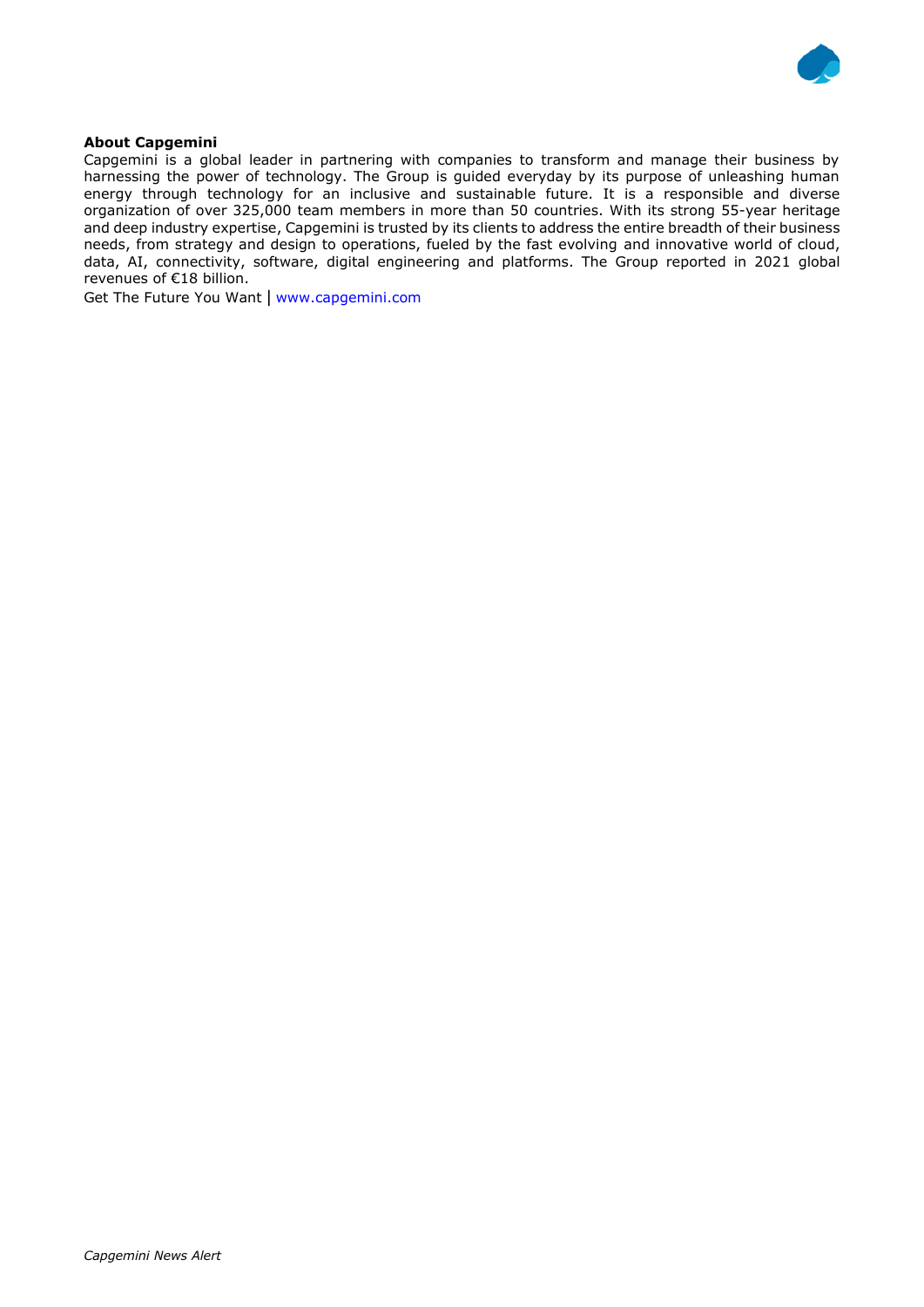**About Capgemini**

Capgemini is a global leader in partnering with companies to transform and manage their business by harnessing the power of technology. The Group is guided everyday by its purpose of unleashing human energy through technology for an inclusive and sustainable future. It is a responsible and diverse organization of over 325,000 team members in more than 50 countries. With its strong 55-year heritage and deep industry expertise, Capgemini is trusted by its clients to address the entire breadth of their business needs, from strategy and design to operations, fueled by the fast evolving and innovative world of cloud, data, AI, connectivity, software, digital engineering and platforms. The Group reported in 2021 global revenues of €18 billion.

Get The Future You Want | www.capgemini.com